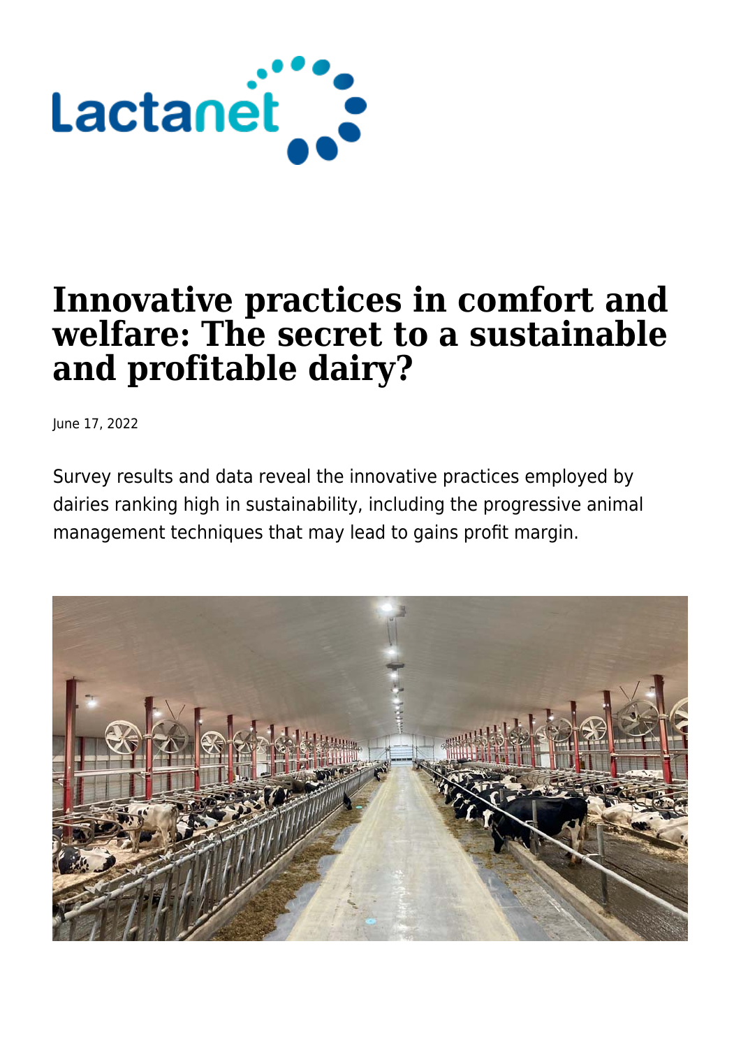# Innovative practices in comfort and welfare: The secret to a sustainable and profitable dairy?

June 17, 2022

Survey results and data reveal the innovative practices employed by dairies ranking high in sustainability, including the progressive animal management techniques that may lead to gains profit margin.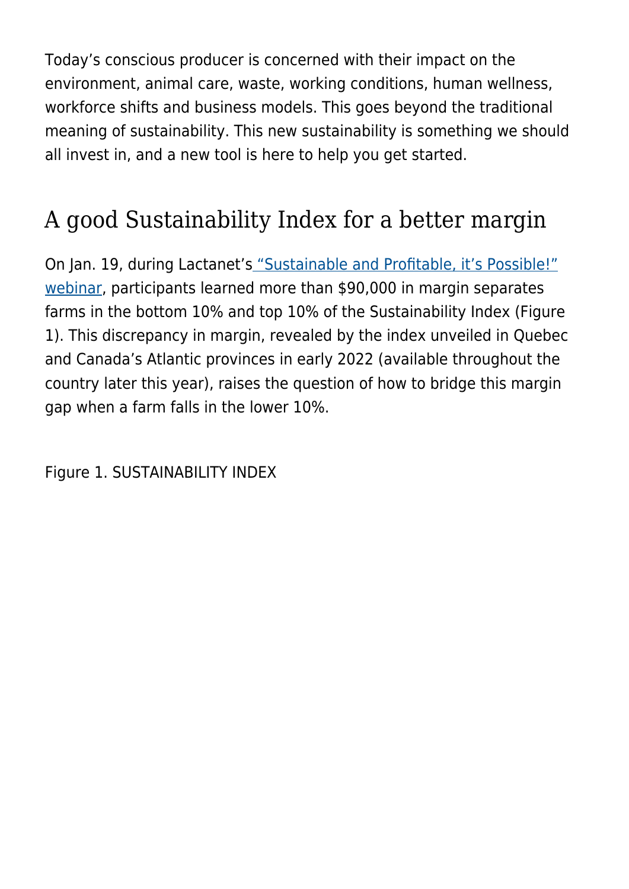Today's conscious producer is concerned with their impact on the environment, animal care, waste, working conditions, human wellness, workforce shifts and business models. This goes beyond the traditional meaning of sustainability. This new sustainability is something we should all invest in, and a new tool is here to help you get started.

## A good Sustainability Index for a better margin

On Jan. 19, during Lactanet's "Sustainable and Profitable, it's Possible!" webinar, participants learned more than $90,000 in margin separates farms in the bottom 10% and top 10% of the Sustainability Index (Figure 1). This discrepancy in margin, revealed by the index unveiled in Quebec and Canada's Atlantic provinces in early 2022 (available throughout the country later this year), raises the question of how to bridge this margin gap when a farm falls in the lower 10%.

Figure 1. SUSTAINABILITY INDEX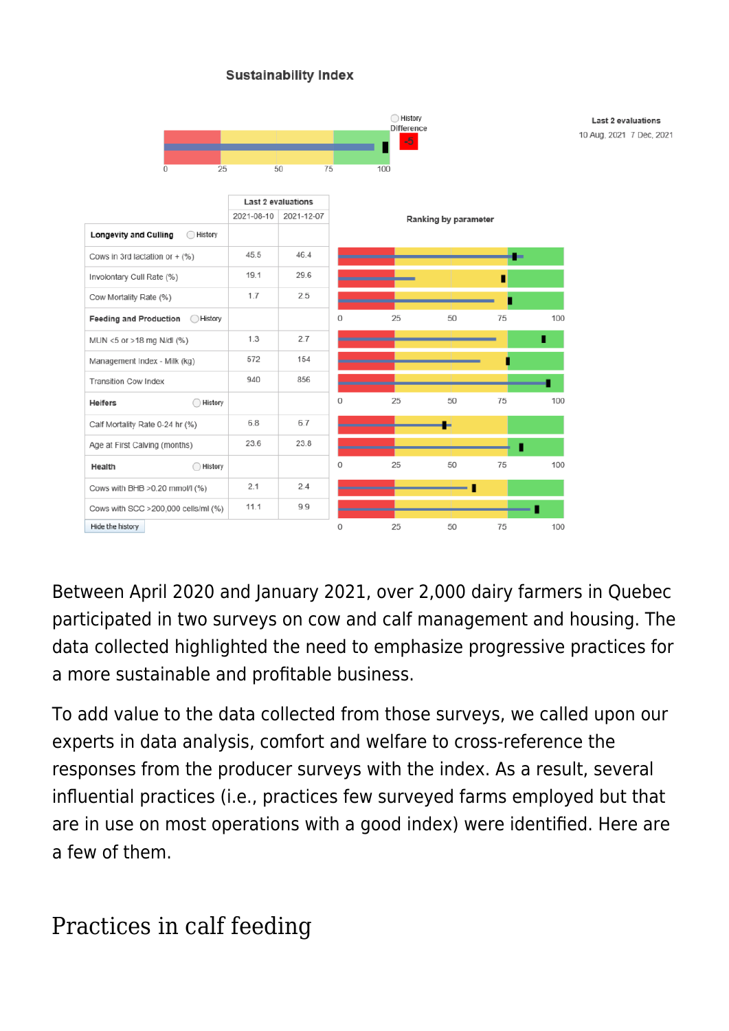**Sustainability Index**

History Difference: -5

Last 2 evaluations: 10 Aug. 2021 | 7 Dec. 2021

| | Last 2 evaluations | |
|---|---|---|
| | 2021-08-10 | 2021-12-07 |
| **Longevity and Culling** | | |
| Cows in 3rd lactation or + (%) | 45.5 | 46.4 |
| Involuntary Cull Rate (%) | 19.1 | 29.6 |
| Cow Mortality Rate (%) | 1.7 | 2.5 |
| **Feeding and Production** | | |
| MUN <5 or >18 mg N/dl (%) | 1.3 | 2.7 |
| Management Index - Milk (kg) | 572 | 154 |
| Transition Cow Index | 940 | 856 |
| **Heifers** | | |
| Calf Mortality Rate 0-24 hr (%) | 6.8 | 6.7 |
| Age at First Calving (months) | 23.6 | 23.8 |
| **Health** | | |
| Cows with BHB >0.20 mmol/l (%) | 2.1 | 2.4 |
| Cows with SCC >200,000 cells/ml (%) | 11.1 | 9.9 |

Ranking by parameter

Hide the history

Between April 2020 and January 2021, over 2,000 dairy farmers in Quebec participated in two surveys on cow and calf management and housing. The data collected highlighted the need to emphasize progressive practices for a more sustainable and profitable business.

To add value to the data collected from those surveys, we called upon our experts in data analysis, comfort and welfare to cross-reference the responses from the producer surveys with the index. As a result, several influential practices (i.e., practices few surveyed farms employed but that are in use on most operations with a good index) were identified. Here are a few of them.

## Practices in calf feeding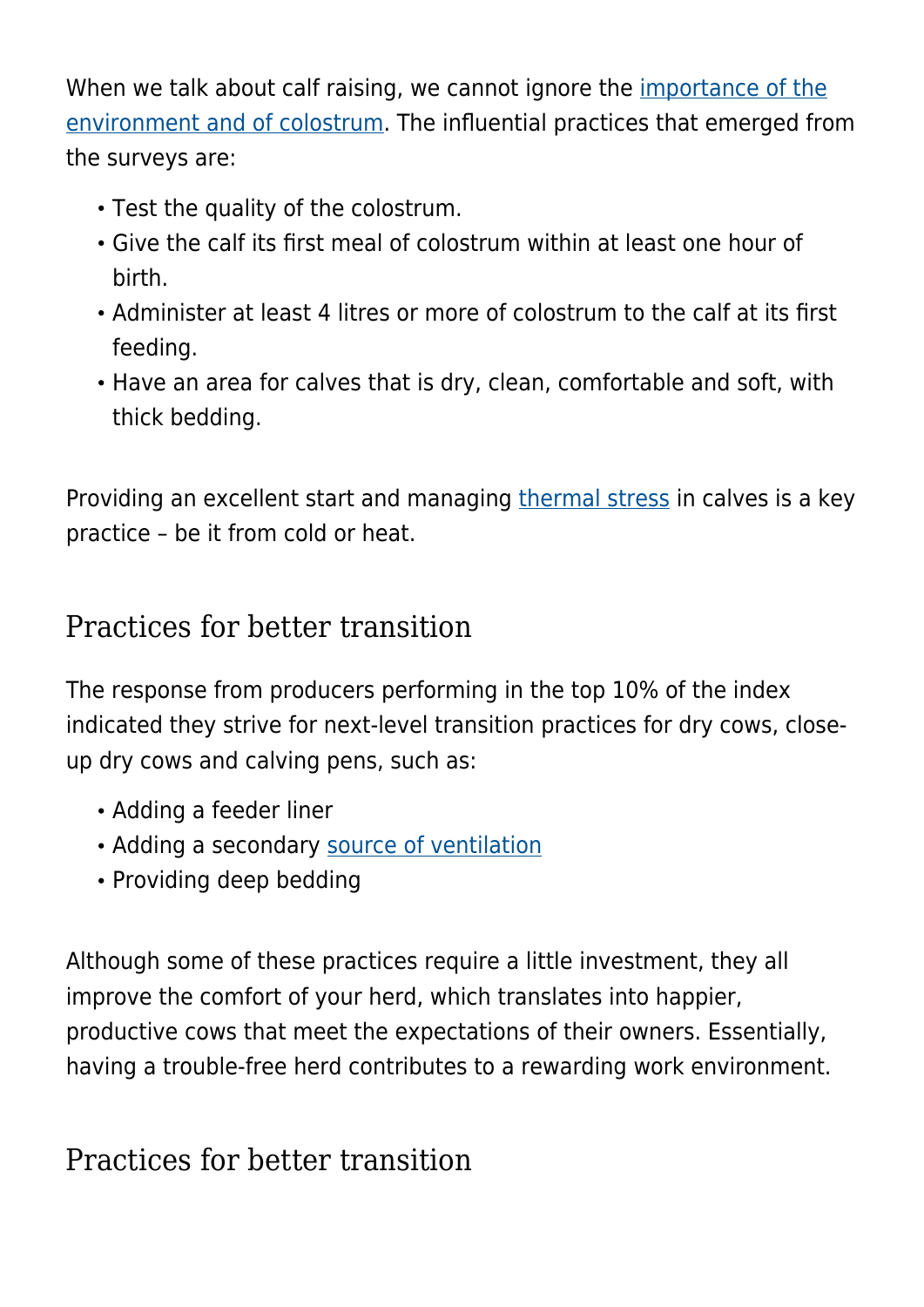When we talk about calf raising, we cannot ignore the [importance of the environment and of colostrum](). The influential practices that emerged from the surveys are:

- Test the quality of the colostrum.
- Give the calf its first meal of colostrum within at least one hour of birth.
- Administer at least 4 litres or more of colostrum to the calf at its first feeding.
- Have an area for calves that is dry, clean, comfortable and soft, with thick bedding.

Providing an excellent start and managing [thermal stress]() in calves is a key practice – be it from cold or heat.

## Practices for better transition

The response from producers performing in the top 10% of the index indicated they strive for next-level transition practices for dry cows, close-up dry cows and calving pens, such as:

- Adding a feeder liner
- Adding a secondary [source of ventilation]()
- Providing deep bedding

Although some of these practices require a little investment, they all improve the comfort of your herd, which translates into happier, productive cows that meet the expectations of their owners. Essentially, having a trouble-free herd contributes to a rewarding work environment.

## Practices for better transition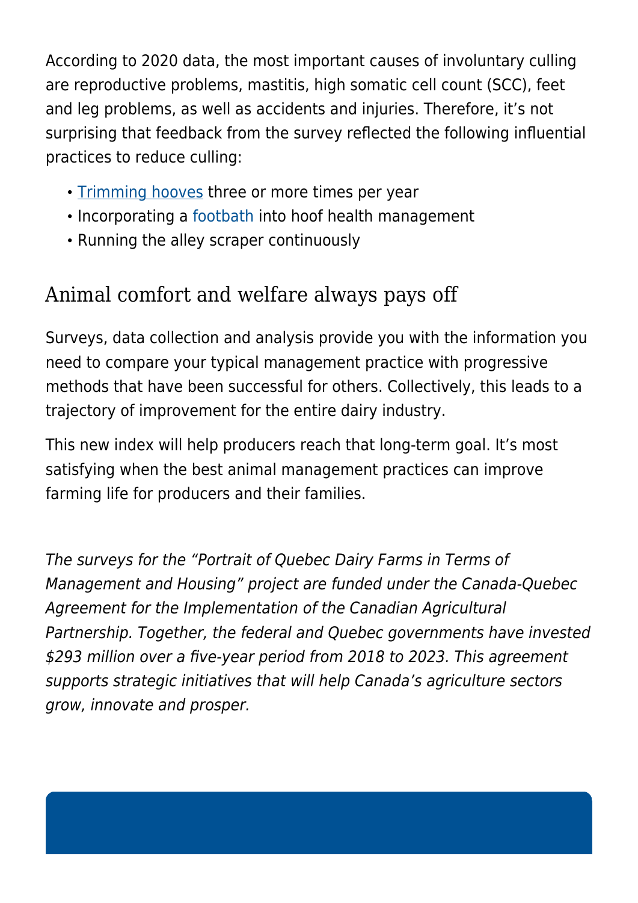According to 2020 data, the most important causes of involuntary culling are reproductive problems, mastitis, high somatic cell count (SCC), feet and leg problems, as well as accidents and injuries. Therefore, it's not surprising that feedback from the survey reflected the following influential practices to reduce culling:

- Trimming hooves three or more times per year
- Incorporating a footbath into hoof health management
- Running the alley scraper continuously

## Animal comfort and welfare always pays off

Surveys, data collection and analysis provide you with the information you need to compare your typical management practice with progressive methods that have been successful for others. Collectively, this leads to a trajectory of improvement for the entire dairy industry.

This new index will help producers reach that long-term goal. It's most satisfying when the best animal management practices can improve farming life for producers and their families.

*The surveys for the "Portrait of Quebec Dairy Farms in Terms of Management and Housing" project are funded under the Canada-Quebec Agreement for the Implementation of the Canadian Agricultural Partnership. Together, the federal and Quebec governments have invested $293 million over a five-year period from 2018 to 2023. This agreement supports strategic initiatives that will help Canada's agriculture sectors grow, innovate and prosper.*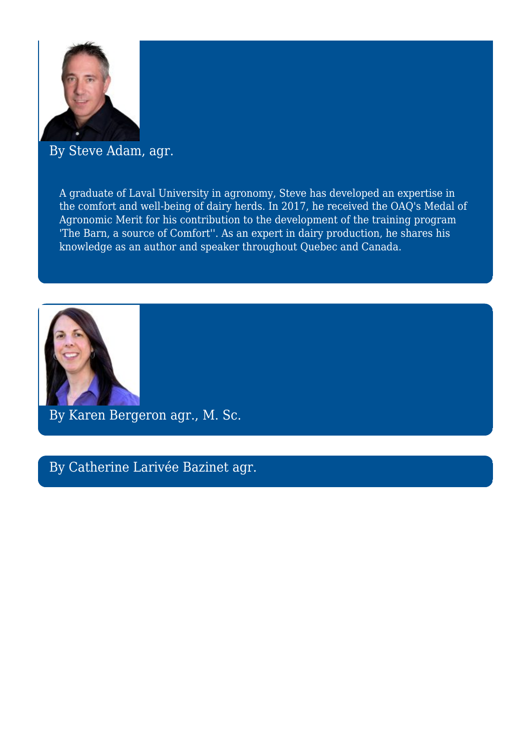By Steve Adam, agr.

A graduate of Laval University in agronomy, Steve has developed an expertise in the comfort and well-being of dairy herds. In 2017, he received the OAQ's Medal of Agronomic Merit for his contribution to the development of the training program 'The Barn, a source of Comfort''. As an expert in dairy production, he shares his knowledge as an author and speaker throughout Quebec and Canada.

By Karen Bergeron agr., M. Sc.

By Catherine Larivée Bazinet agr.